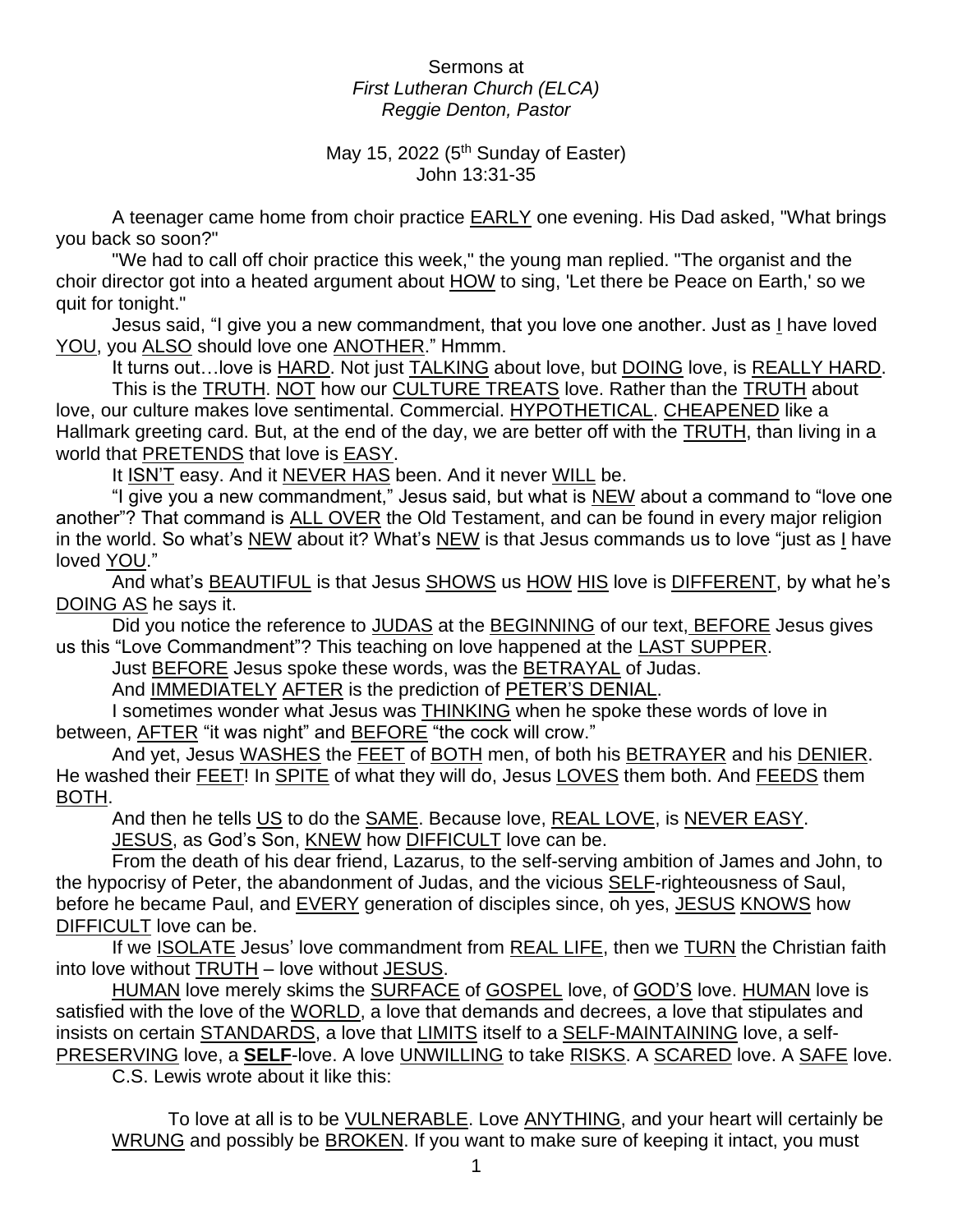Sermons at
*First Lutheran Church (ELCA)*
*Reggie Denton, Pastor*

May 15, 2022 (5th Sunday of Easter)
John 13:31-35

A teenager came home from choir practice EARLY one evening. His Dad asked, "What brings you back so soon?"

"We had to call off choir practice this week," the young man replied. "The organist and the choir director got into a heated argument about HOW to sing, 'Let there be Peace on Earth,' so we quit for tonight."

Jesus said, "I give you a new commandment, that you love one another. Just as I have loved YOU, you ALSO should love one ANOTHER." Hmmm.

It turns out…love is HARD. Not just TALKING about love, but DOING love, is REALLY HARD.

This is the TRUTH. NOT how our CULTURE TREATS love. Rather than the TRUTH about love, our culture makes love sentimental. Commercial. HYPOTHETICAL. CHEAPENED like a Hallmark greeting card. But, at the end of the day, we are better off with the TRUTH, than living in a world that PRETENDS that love is EASY.

It ISN'T easy. And it NEVER HAS been. And it never WILL be.

"I give you a new commandment," Jesus said, but what is NEW about a command to "love one another"? That command is ALL OVER the Old Testament, and can be found in every major religion in the world. So what's NEW about it? What's NEW is that Jesus commands us to love "just as I have loved YOU."

And what's BEAUTIFUL is that Jesus SHOWS us HOW HIS love is DIFFERENT, by what he's DOING AS he says it.

Did you notice the reference to JUDAS at the BEGINNING of our text, BEFORE Jesus gives us this "Love Commandment"? This teaching on love happened at the LAST SUPPER.

Just BEFORE Jesus spoke these words, was the BETRAYAL of Judas.

And IMMEDIATELY AFTER is the prediction of PETER'S DENIAL.

I sometimes wonder what Jesus was THINKING when he spoke these words of love in between, AFTER "it was night" and BEFORE "the cock will crow."

And yet, Jesus WASHES the FEET of BOTH men, of both his BETRAYER and his DENIER. He washed their FEET! In SPITE of what they will do, Jesus LOVES them both. And FEEDS them BOTH.

And then he tells US to do the SAME. Because love, REAL LOVE, is NEVER EASY.

JESUS, as God's Son, KNEW how DIFFICULT love can be.

From the death of his dear friend, Lazarus, to the self-serving ambition of James and John, to the hypocrisy of Peter, the abandonment of Judas, and the vicious SELF-righteousness of Saul, before he became Paul, and EVERY generation of disciples since, oh yes, JESUS KNOWS how DIFFICULT love can be.

If we ISOLATE Jesus' love commandment from REAL LIFE, then we TURN the Christian faith into love without TRUTH – love without JESUS.

HUMAN love merely skims the SURFACE of GOSPEL love, of GOD'S love. HUMAN love is satisfied with the love of the WORLD, a love that demands and decrees, a love that stipulates and insists on certain STANDARDS, a love that LIMITS itself to a SELF-MAINTAINING love, a self-PRESERVING love, a **SELF**-love. A love UNWILLING to take RISKS. A SCARED love. A SAFE love.

C.S. Lewis wrote about it like this:

> To love at all is to be VULNERABLE. Love ANYTHING, and your heart will certainly be WRUNG and possibly be BROKEN. If you want to make sure of keeping it intact, you must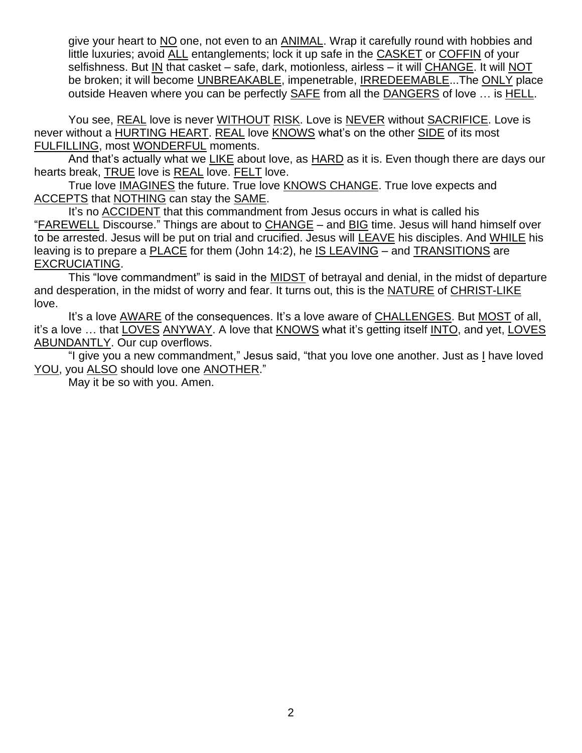give your heart to <u>NO</u> one, not even to an <u>ANIMAL</u>. Wrap it carefully round with hobbies and little luxuries; avoid <u>ALL</u> entanglements; lock it up safe in the <u>CASKET</u> or <u>COFFIN</u> of your selfishness. But <u>IN</u> that casket – safe, dark, motionless, airless – it will <u>CHANGE</u>. It will <u>NOT</u> be broken; it will become <u>UNBREAKABLE</u>, impenetrable, <u>IRREDEEMABLE</u>...The <u>ONLY</u> place outside Heaven where you can be perfectly <u>SAFE</u> from all the <u>DANGERS</u> of love … is <u>HELL</u>.

You see, <u>REAL</u> love is never <u>WITHOUT</u> <u>RISK</u>. Love is <u>NEVER</u> without <u>SACRIFICE</u>. Love is never without a <u>HURTING HEART</u>. <u>REAL</u> love <u>KNOWS</u> what's on the other <u>SIDE</u> of its most <u>FULFILLING</u>, most <u>WONDERFUL</u> moments.

And that's actually what we <u>LIKE</u> about love, as <u>HARD</u> as it is. Even though there are days our hearts break, <u>TRUE</u> love is <u>REAL</u> love. <u>FELT</u> love.

True love <u>IMAGINES</u> the future. True love <u>KNOWS CHANGE</u>. True love expects and <u>ACCEPTS</u> that <u>NOTHING</u> can stay the <u>SAME</u>.

It's no <u>ACCIDENT</u> that this commandment from Jesus occurs in what is called his "<u>FAREWELL</u> Discourse." Things are about to <u>CHANGE</u> – and <u>BIG</u> time. Jesus will hand himself over to be arrested. Jesus will be put on trial and crucified. Jesus will <u>LEAVE</u> his disciples. And <u>WHILE</u> his leaving is to prepare a <u>PLACE</u> for them (John 14:2), he <u>IS LEAVING</u> – and <u>TRANSITIONS</u> are <u>EXCRUCIATING</u>.

This "love commandment" is said in the <u>MIDST</u> of betrayal and denial, in the midst of departure and desperation, in the midst of worry and fear. It turns out, this is the <u>NATURE</u> of <u>CHRIST-LIKE</u> love.

It's a love <u>AWARE</u> of the consequences. It's a love aware of <u>CHALLENGES</u>. But <u>MOST</u> of all, it's a love … that <u>LOVES</u> <u>ANYWAY</u>. A love that <u>KNOWS</u> what it's getting itself <u>INTO</u>, and yet, <u>LOVES ABUNDANTLY</u>. Our cup overflows.

"I give you a new commandment," Jesus said, "that you love one another. Just as <u>I</u> have loved <u>YOU</u>, you <u>ALSO</u> should love one <u>ANOTHER</u>."

May it be so with you. Amen.